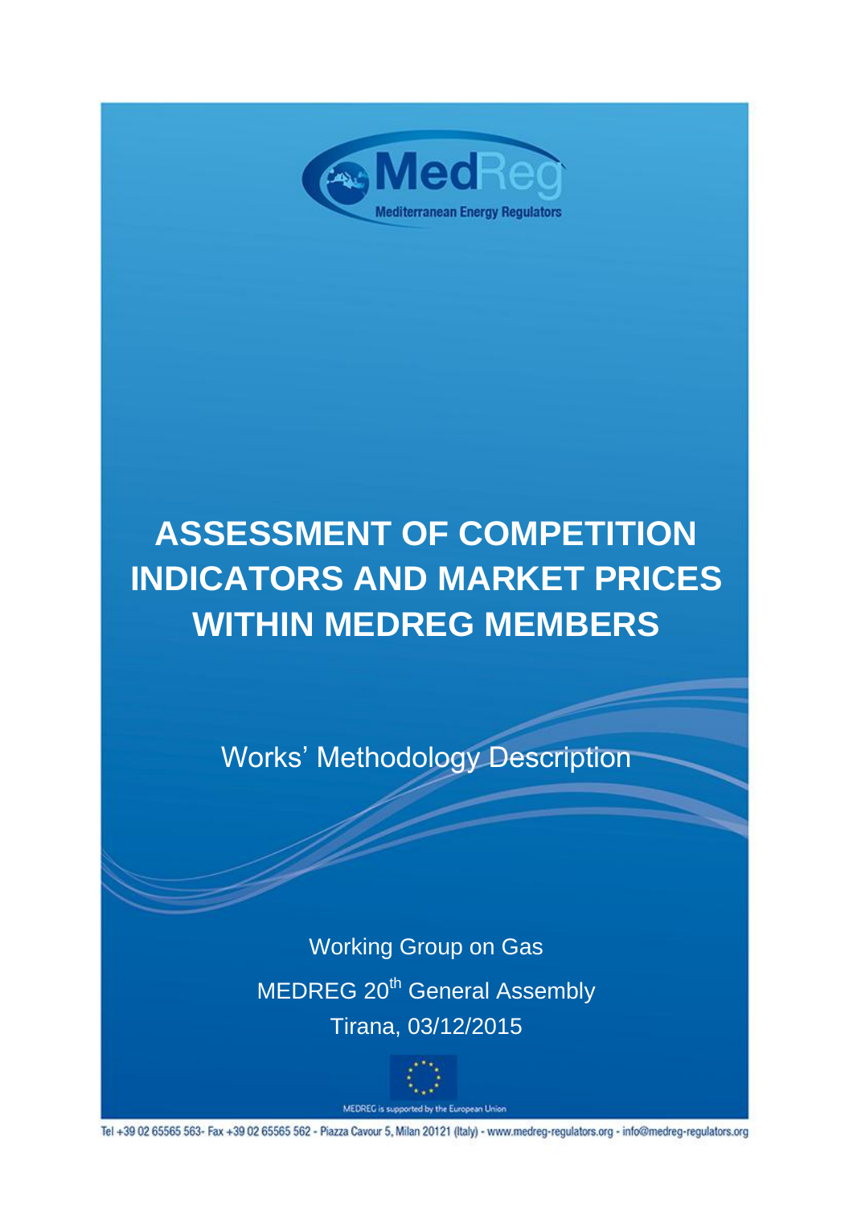MedReg

Mediterranean Energy Regulators

# ASSESSMENT OF COMPETITION INDICATORS AND MARKET PRICES WITHIN MEDREG MEMBERS

Works' Methodology Description

Working Group on Gas

MEDREG 20th General Assembly

Tirana, 03/12/2015

MEDREG is supported by the European Union

Tel +39 02 65565 563- Fax +39 02 65565 562 - Piazza Cavour 5, Milan 20121 (Italy) - www.medreg-regulators.org - info@medreg-regulators.org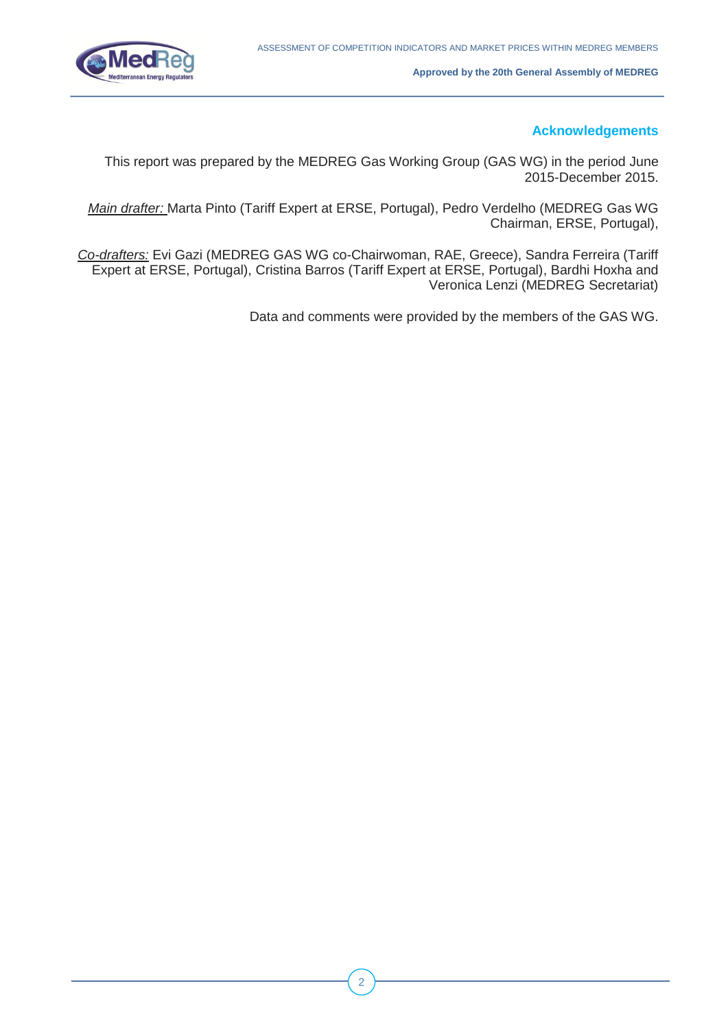## Acknowledgements

This report was prepared by the MEDREG Gas Working Group (GAS WG) in the period June 2015-December 2015.

*Main drafter:* Marta Pinto (Tariff Expert at ERSE, Portugal), Pedro Verdelho (MEDREG Gas WG Chairman, ERSE, Portugal),

*Co-drafters:* Evi Gazi (MEDREG GAS WG co-Chairwoman, RAE, Greece), Sandra Ferreira (Tariff Expert at ERSE, Portugal), Cristina Barros (Tariff Expert at ERSE, Portugal), Bardhi Hoxha and Veronica Lenzi (MEDREG Secretariat)

Data and comments were provided by the members of the GAS WG.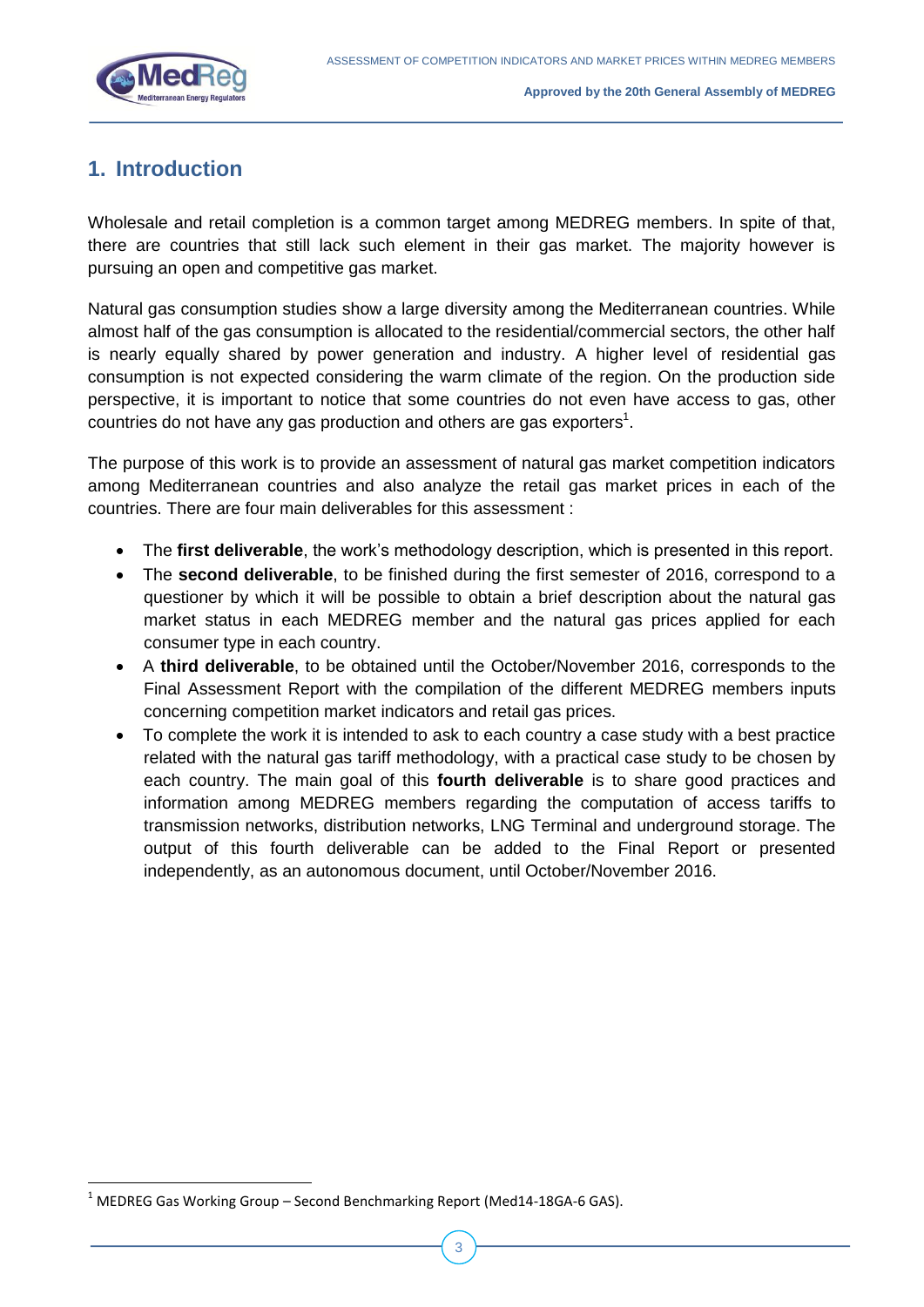## 1. Introduction

Wholesale and retail completion is a common target among MEDREG members. In spite of that, there are countries that still lack such element in their gas market. The majority however is pursuing an open and competitive gas market.

Natural gas consumption studies show a large diversity among the Mediterranean countries. While almost half of the gas consumption is allocated to the residential/commercial sectors, the other half is nearly equally shared by power generation and industry. A higher level of residential gas consumption is not expected considering the warm climate of the region. On the production side perspective, it is important to notice that some countries do not even have access to gas, other countries do not have any gas production and others are gas exporters[1].

The purpose of this work is to provide an assessment of natural gas market competition indicators among Mediterranean countries and also analyze the retail gas market prices in each of the countries. There are four main deliverables for this assessment :

- The **first deliverable**, the work's methodology description, which is presented in this report.
- The **second deliverable**, to be finished during the first semester of 2016, correspond to a questioner by which it will be possible to obtain a brief description about the natural gas market status in each MEDREG member and the natural gas prices applied for each consumer type in each country.
- A **third deliverable**, to be obtained until the October/November 2016, corresponds to the Final Assessment Report with the compilation of the different MEDREG members inputs concerning competition market indicators and retail gas prices.
- To complete the work it is intended to ask to each country a case study with a best practice related with the natural gas tariff methodology, with a practical case study to be chosen by each country. The main goal of this **fourth deliverable** is to share good practices and information among MEDREG members regarding the computation of access tariffs to transmission networks, distribution networks, LNG Terminal and underground storage. The output of this fourth deliverable can be added to the Final Report or presented independently, as an autonomous document, until October/November 2016.

[1] MEDREG Gas Working Group – Second Benchmarking Report (Med14-18GA-6 GAS).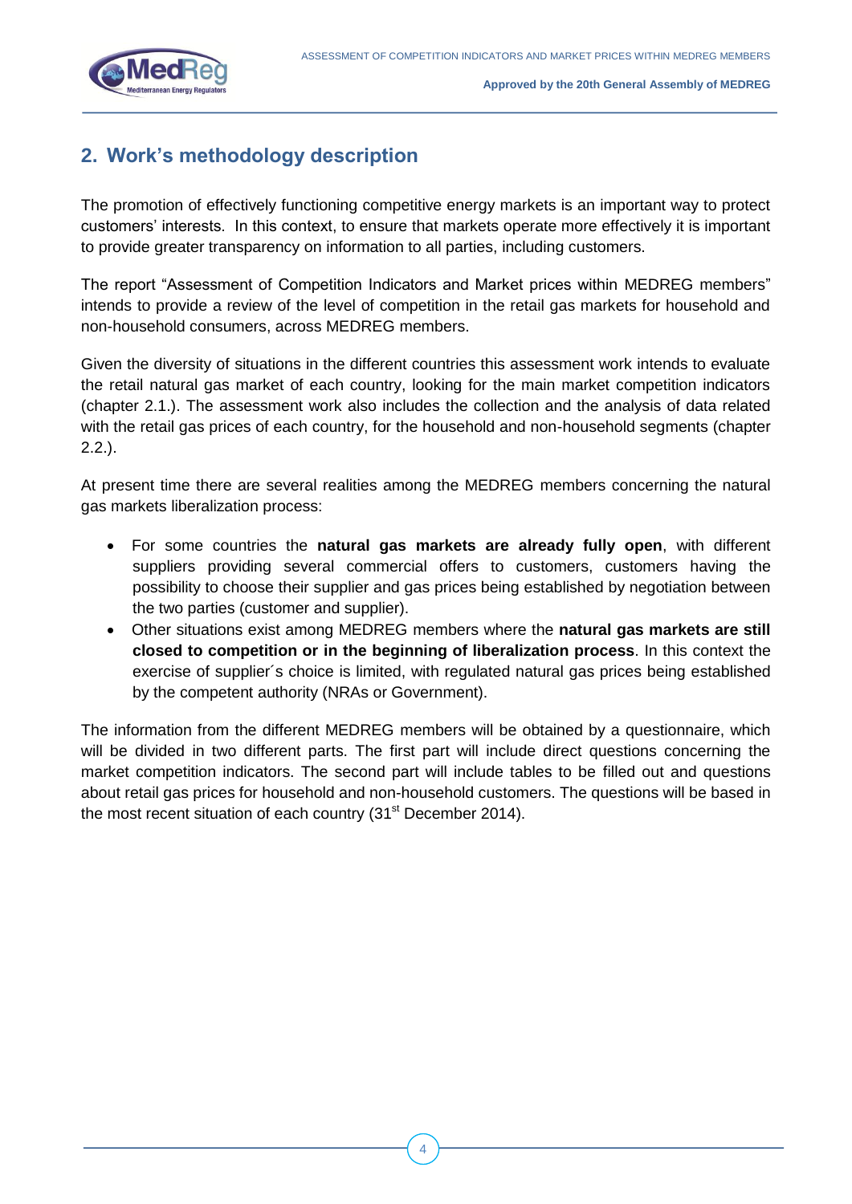## 2. Work's methodology description

The promotion of effectively functioning competitive energy markets is an important way to protect customers' interests. In this context, to ensure that markets operate more effectively it is important to provide greater transparency on information to all parties, including customers.

The report "Assessment of Competition Indicators and Market prices within MEDREG members" intends to provide a review of the level of competition in the retail gas markets for household and non-household consumers, across MEDREG members.

Given the diversity of situations in the different countries this assessment work intends to evaluate the retail natural gas market of each country, looking for the main market competition indicators (chapter 2.1.). The assessment work also includes the collection and the analysis of data related with the retail gas prices of each country, for the household and non-household segments (chapter 2.2.).

At present time there are several realities among the MEDREG members concerning the natural gas markets liberalization process:

- For some countries the **natural gas markets are already fully open**, with different suppliers providing several commercial offers to customers, customers having the possibility to choose their supplier and gas prices being established by negotiation between the two parties (customer and supplier).
- Other situations exist among MEDREG members where the **natural gas markets are still closed to competition or in the beginning of liberalization process**. In this context the exercise of supplier´s choice is limited, with regulated natural gas prices being established by the competent authority (NRAs or Government).

The information from the different MEDREG members will be obtained by a questionnaire, which will be divided in two different parts. The first part will include direct questions concerning the market competition indicators. The second part will include tables to be filled out and questions about retail gas prices for household and non-household customers. The questions will be based in the most recent situation of each country (31st December 2014).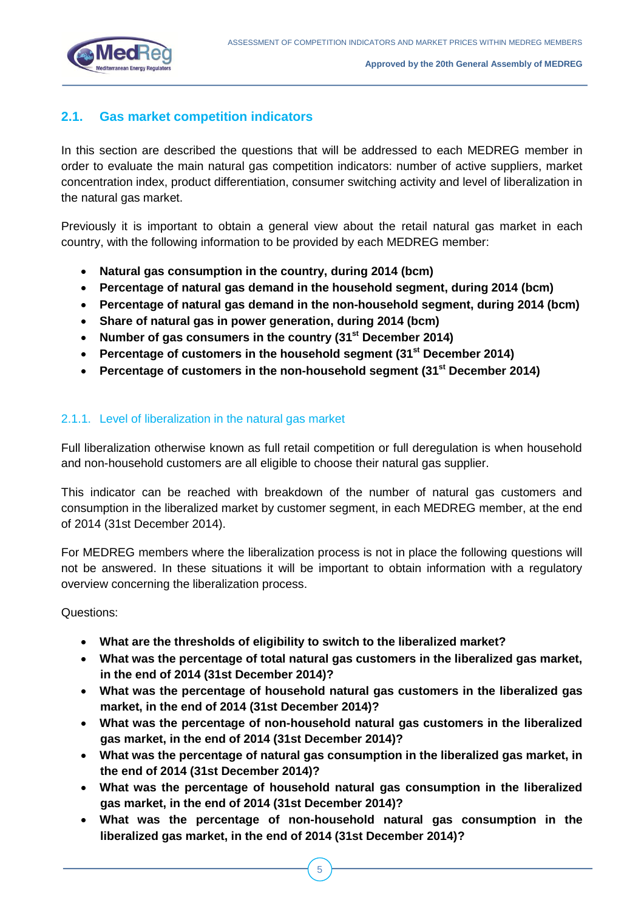## 2.1. Gas market competition indicators

In this section are described the questions that will be addressed to each MEDREG member in order to evaluate the main natural gas competition indicators: number of active suppliers, market concentration index, product differentiation, consumer switching activity and level of liberalization in the natural gas market.

Previously it is important to obtain a general view about the retail natural gas market in each country, with the following information to be provided by each MEDREG member:

- **Natural gas consumption in the country, during 2014 (bcm)**
- **Percentage of natural gas demand in the household segment, during 2014 (bcm)**
- **Percentage of natural gas demand in the non-household segment, during 2014 (bcm)**
- **Share of natural gas in power generation, during 2014 (bcm)**
- **Number of gas consumers in the country (31st December 2014)**
- **Percentage of customers in the household segment (31st December 2014)**
- **Percentage of customers in the non-household segment (31st December 2014)**

### 2.1.1. Level of liberalization in the natural gas market

Full liberalization otherwise known as full retail competition or full deregulation is when household and non-household customers are all eligible to choose their natural gas supplier.

This indicator can be reached with breakdown of the number of natural gas customers and consumption in the liberalized market by customer segment, in each MEDREG member, at the end of 2014 (31st December 2014).

For MEDREG members where the liberalization process is not in place the following questions will not be answered. In these situations it will be important to obtain information with a regulatory overview concerning the liberalization process.

Questions:

- **What are the thresholds of eligibility to switch to the liberalized market?**
- **What was the percentage of total natural gas customers in the liberalized gas market, in the end of 2014 (31st December 2014)?**
- **What was the percentage of household natural gas customers in the liberalized gas market, in the end of 2014 (31st December 2014)?**
- **What was the percentage of non-household natural gas customers in the liberalized gas market, in the end of 2014 (31st December 2014)?**
- **What was the percentage of natural gas consumption in the liberalized gas market, in the end of 2014 (31st December 2014)?**
- **What was the percentage of household natural gas consumption in the liberalized gas market, in the end of 2014 (31st December 2014)?**
- **What was the percentage of non-household natural gas consumption in the liberalized gas market, in the end of 2014 (31st December 2014)?**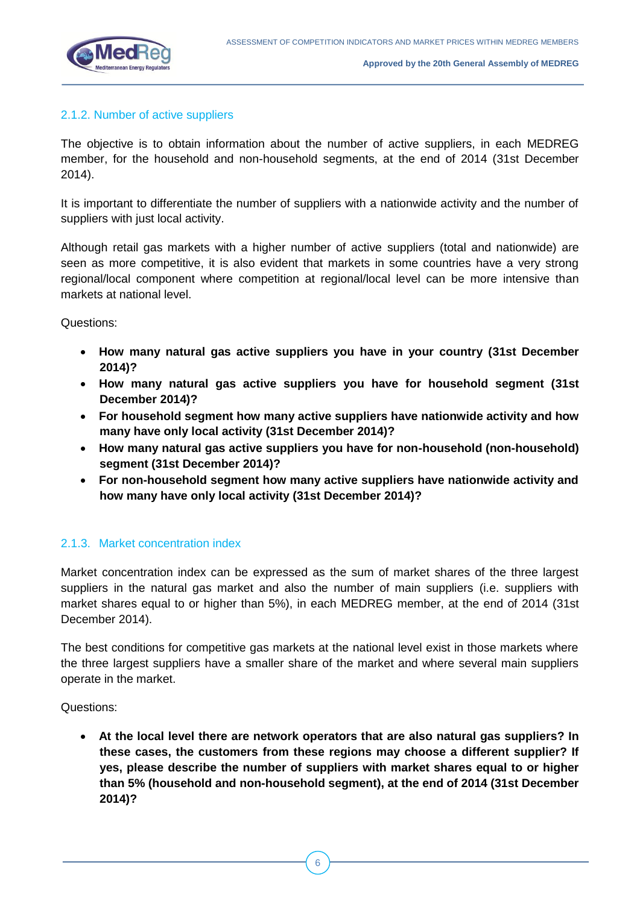### 2.1.2. Number of active suppliers

The objective is to obtain information about the number of active suppliers, in each MEDREG member, for the household and non-household segments, at the end of 2014 (31st December 2014).

It is important to differentiate the number of suppliers with a nationwide activity and the number of suppliers with just local activity.

Although retail gas markets with a higher number of active suppliers (total and nationwide) are seen as more competitive, it is also evident that markets in some countries have a very strong regional/local component where competition at regional/local level can be more intensive than markets at national level.

Questions:

- **How many natural gas active suppliers you have in your country (31st December 2014)?**
- **How many natural gas active suppliers you have for household segment (31st December 2014)?**
- **For household segment how many active suppliers have nationwide activity and how many have only local activity (31st December 2014)?**
- **How many natural gas active suppliers you have for non-household (non-household) segment (31st December 2014)?**
- **For non-household segment how many active suppliers have nationwide activity and how many have only local activity (31st December 2014)?**

### 2.1.3. Market concentration index

Market concentration index can be expressed as the sum of market shares of the three largest suppliers in the natural gas market and also the number of main suppliers (i.e. suppliers with market shares equal to or higher than 5%), in each MEDREG member, at the end of 2014 (31st December 2014).

The best conditions for competitive gas markets at the national level exist in those markets where the three largest suppliers have a smaller share of the market and where several main suppliers operate in the market.

Questions:

- **At the local level there are network operators that are also natural gas suppliers? In these cases, the customers from these regions may choose a different supplier? If yes, please describe the number of suppliers with market shares equal to or higher than 5% (household and non-household segment), at the end of 2014 (31st December 2014)?**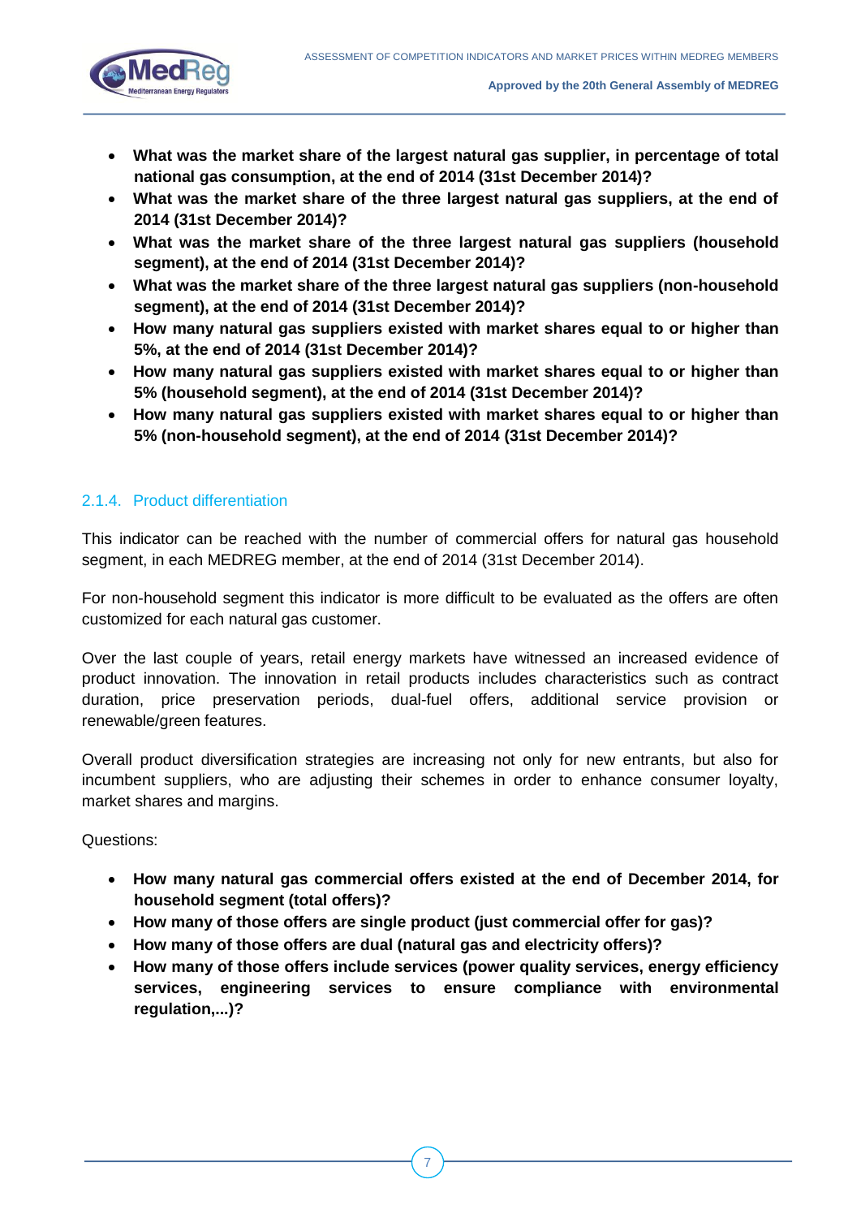- **What was the market share of the largest natural gas supplier, in percentage of total national gas consumption, at the end of 2014 (31st December 2014)?**
- **What was the market share of the three largest natural gas suppliers, at the end of 2014 (31st December 2014)?**
- **What was the market share of the three largest natural gas suppliers (household segment), at the end of 2014 (31st December 2014)?**
- **What was the market share of the three largest natural gas suppliers (non-household segment), at the end of 2014 (31st December 2014)?**
- **How many natural gas suppliers existed with market shares equal to or higher than 5%, at the end of 2014 (31st December 2014)?**
- **How many natural gas suppliers existed with market shares equal to or higher than 5% (household segment), at the end of 2014 (31st December 2014)?**
- **How many natural gas suppliers existed with market shares equal to or higher than 5% (non-household segment), at the end of 2014 (31st December 2014)?**

### 2.1.4. Product differentiation

This indicator can be reached with the number of commercial offers for natural gas household segment, in each MEDREG member, at the end of 2014 (31st December 2014).

For non-household segment this indicator is more difficult to be evaluated as the offers are often customized for each natural gas customer.

Over the last couple of years, retail energy markets have witnessed an increased evidence of product innovation. The innovation in retail products includes characteristics such as contract duration, price preservation periods, dual-fuel offers, additional service provision or renewable/green features.

Overall product diversification strategies are increasing not only for new entrants, but also for incumbent suppliers, who are adjusting their schemes in order to enhance consumer loyalty, market shares and margins.

Questions:

- **How many natural gas commercial offers existed at the end of December 2014, for household segment (total offers)?**
- **How many of those offers are single product (just commercial offer for gas)?**
- **How many of those offers are dual (natural gas and electricity offers)?**
- **How many of those offers include services (power quality services, energy efficiency services, engineering services to ensure compliance with environmental regulation,...)?**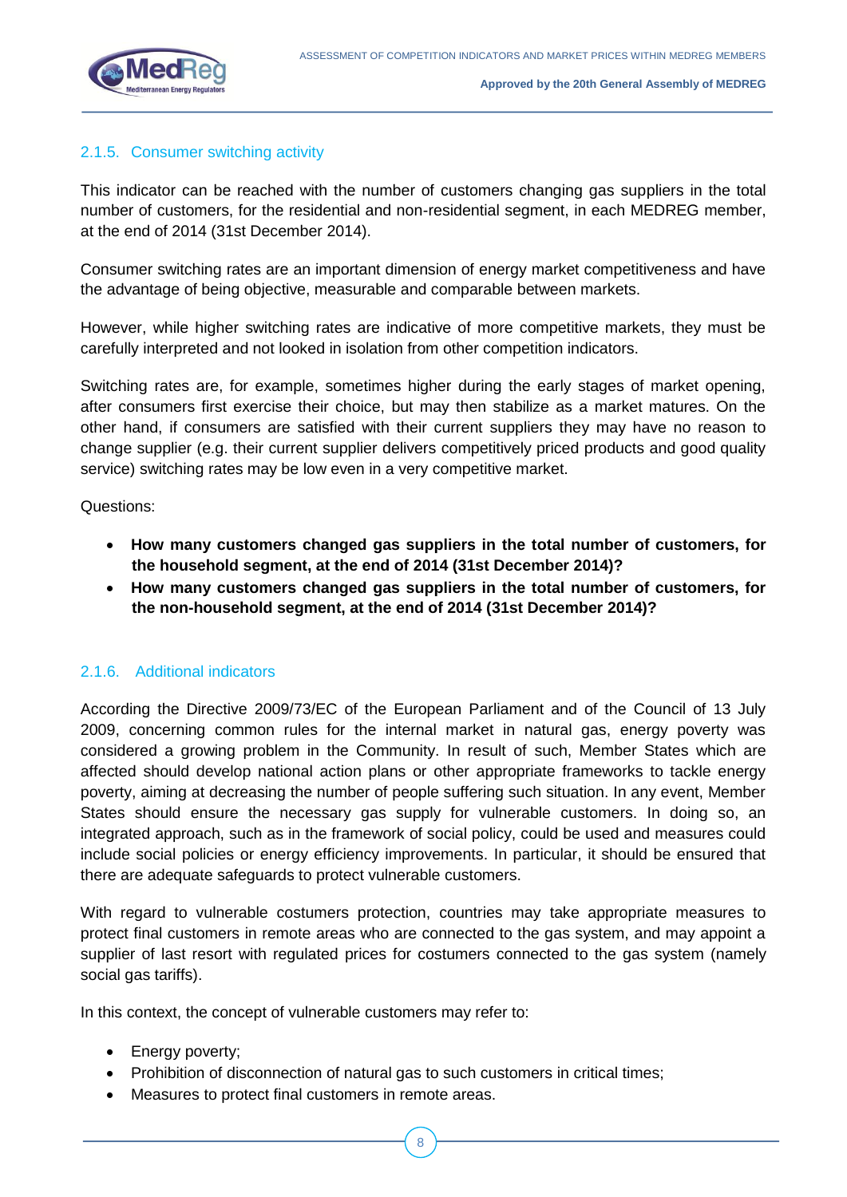### 2.1.5. Consumer switching activity

This indicator can be reached with the number of customers changing gas suppliers in the total number of customers, for the residential and non-residential segment, in each MEDREG member, at the end of 2014 (31st December 2014).

Consumer switching rates are an important dimension of energy market competitiveness and have the advantage of being objective, measurable and comparable between markets.

However, while higher switching rates are indicative of more competitive markets, they must be carefully interpreted and not looked in isolation from other competition indicators.

Switching rates are, for example, sometimes higher during the early stages of market opening, after consumers first exercise their choice, but may then stabilize as a market matures. On the other hand, if consumers are satisfied with their current suppliers they may have no reason to change supplier (e.g. their current supplier delivers competitively priced products and good quality service) switching rates may be low even in a very competitive market.

Questions:

- **How many customers changed gas suppliers in the total number of customers, for the household segment, at the end of 2014 (31st December 2014)?**
- **How many customers changed gas suppliers in the total number of customers, for the non-household segment, at the end of 2014 (31st December 2014)?**

### 2.1.6. Additional indicators

According the Directive 2009/73/EC of the European Parliament and of the Council of 13 July 2009, concerning common rules for the internal market in natural gas, energy poverty was considered a growing problem in the Community. In result of such, Member States which are affected should develop national action plans or other appropriate frameworks to tackle energy poverty, aiming at decreasing the number of people suffering such situation. In any event, Member States should ensure the necessary gas supply for vulnerable customers. In doing so, an integrated approach, such as in the framework of social policy, could be used and measures could include social policies or energy efficiency improvements. In particular, it should be ensured that there are adequate safeguards to protect vulnerable customers.

With regard to vulnerable costumers protection, countries may take appropriate measures to protect final customers in remote areas who are connected to the gas system, and may appoint a supplier of last resort with regulated prices for costumers connected to the gas system (namely social gas tariffs).

In this context, the concept of vulnerable customers may refer to:

- Energy poverty;
- Prohibition of disconnection of natural gas to such customers in critical times;
- Measures to protect final customers in remote areas.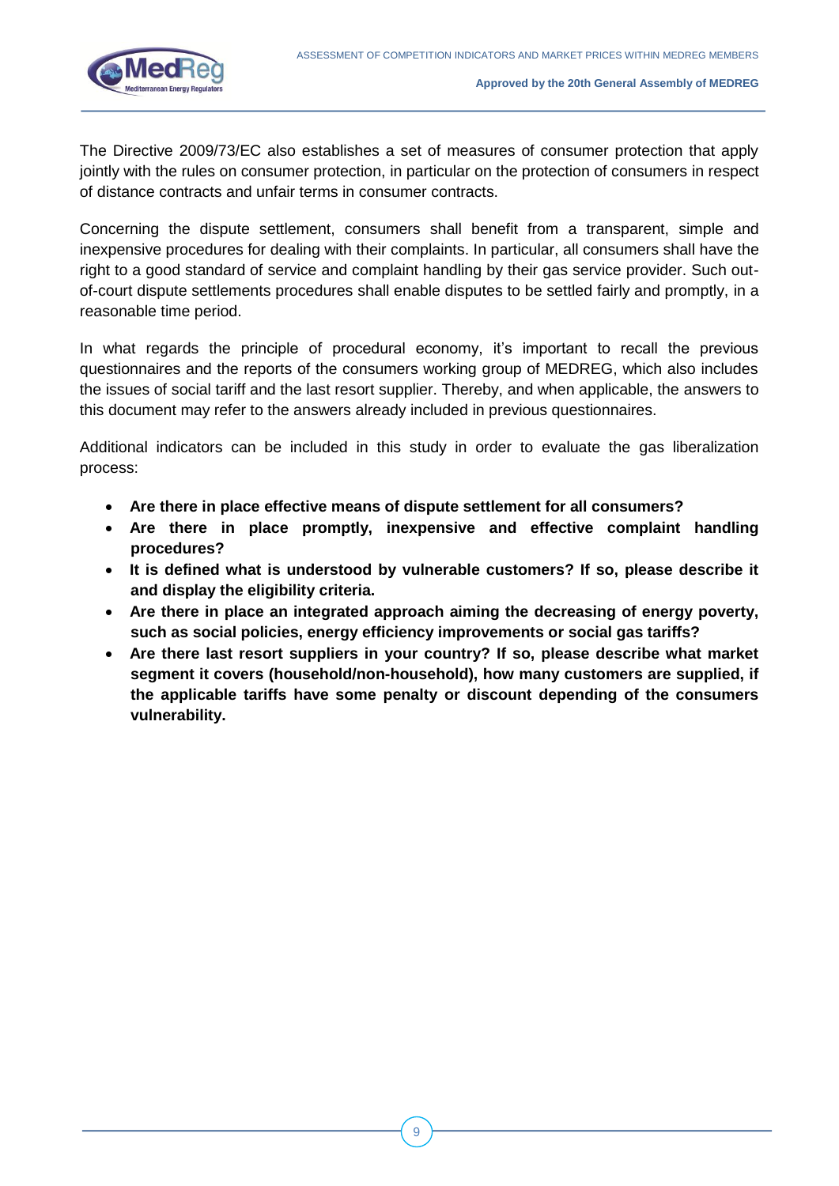The Directive 2009/73/EC also establishes a set of measures of consumer protection that apply jointly with the rules on consumer protection, in particular on the protection of consumers in respect of distance contracts and unfair terms in consumer contracts.

Concerning the dispute settlement, consumers shall benefit from a transparent, simple and inexpensive procedures for dealing with their complaints. In particular, all consumers shall have the right to a good standard of service and complaint handling by their gas service provider. Such out-of-court dispute settlements procedures shall enable disputes to be settled fairly and promptly, in a reasonable time period.

In what regards the principle of procedural economy, it's important to recall the previous questionnaires and the reports of the consumers working group of MEDREG, which also includes the issues of social tariff and the last resort supplier. Thereby, and when applicable, the answers to this document may refer to the answers already included in previous questionnaires.

Additional indicators can be included in this study in order to evaluate the gas liberalization process:

- **Are there in place effective means of dispute settlement for all consumers?**
- **Are there in place promptly, inexpensive and effective complaint handling procedures?**
- **It is defined what is understood by vulnerable customers? If so, please describe it and display the eligibility criteria.**
- **Are there in place an integrated approach aiming the decreasing of energy poverty, such as social policies, energy efficiency improvements or social gas tariffs?**
- **Are there last resort suppliers in your country? If so, please describe what market segment it covers (household/non-household), how many customers are supplied, if the applicable tariffs have some penalty or discount depending of the consumers vulnerability.**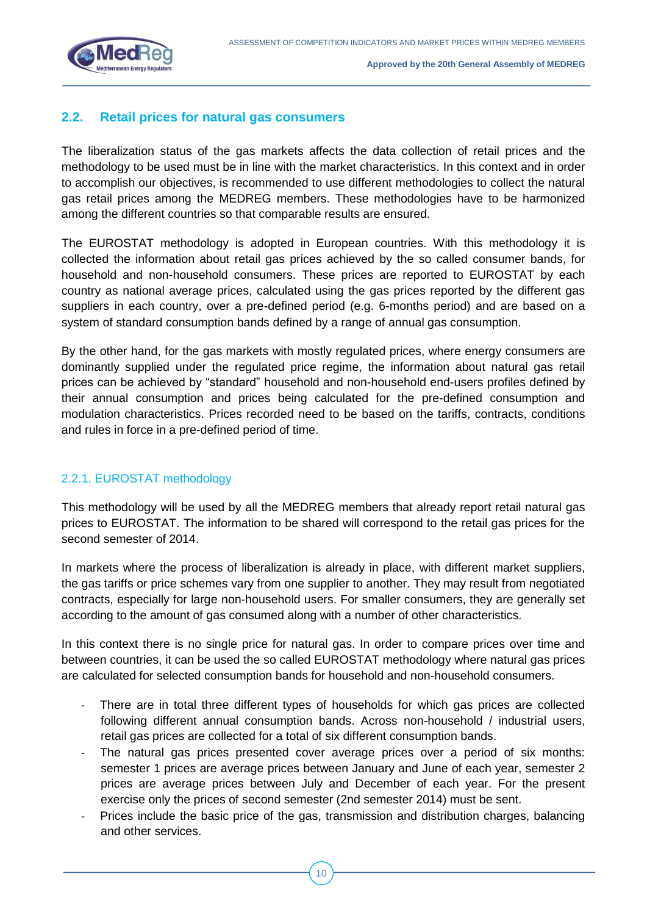## 2.2. Retail prices for natural gas consumers

The liberalization status of the gas markets affects the data collection of retail prices and the methodology to be used must be in line with the market characteristics. In this context and in order to accomplish our objectives, is recommended to use different methodologies to collect the natural gas retail prices among the MEDREG members. These methodologies have to be harmonized among the different countries so that comparable results are ensured.

The EUROSTAT methodology is adopted in European countries. With this methodology it is collected the information about retail gas prices achieved by the so called consumer bands, for household and non-household consumers. These prices are reported to EUROSTAT by each country as national average prices, calculated using the gas prices reported by the different gas suppliers in each country, over a pre-defined period (e.g. 6-months period) and are based on a system of standard consumption bands defined by a range of annual gas consumption.

By the other hand, for the gas markets with mostly regulated prices, where energy consumers are dominantly supplied under the regulated price regime, the information about natural gas retail prices can be achieved by "standard" household and non-household end-users profiles defined by their annual consumption and prices being calculated for the pre-defined consumption and modulation characteristics. Prices recorded need to be based on the tariffs, contracts, conditions and rules in force in a pre-defined period of time.

### 2.2.1. EUROSTAT methodology

This methodology will be used by all the MEDREG members that already report retail natural gas prices to EUROSTAT. The information to be shared will correspond to the retail gas prices for the second semester of 2014.

In markets where the process of liberalization is already in place, with different market suppliers, the gas tariffs or price schemes vary from one supplier to another. They may result from negotiated contracts, especially for large non-household users. For smaller consumers, they are generally set according to the amount of gas consumed along with a number of other characteristics.

In this context there is no single price for natural gas. In order to compare prices over time and between countries, it can be used the so called EUROSTAT methodology where natural gas prices are calculated for selected consumption bands for household and non-household consumers.

- There are in total three different types of households for which gas prices are collected following different annual consumption bands. Across non-household / industrial users, retail gas prices are collected for a total of six different consumption bands.
- The natural gas prices presented cover average prices over a period of six months: semester 1 prices are average prices between January and June of each year, semester 2 prices are average prices between July and December of each year. For the present exercise only the prices of second semester (2nd semester 2014) must be sent.
- Prices include the basic price of the gas, transmission and distribution charges, balancing and other services.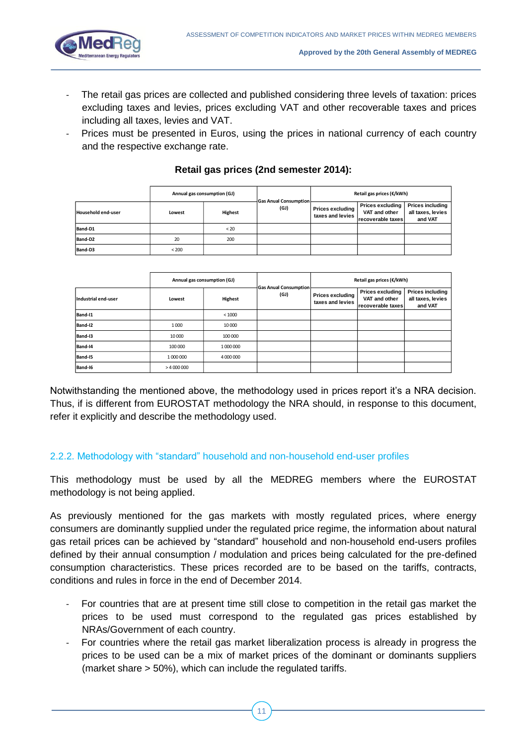- The retail gas prices are collected and published considering three levels of taxation: prices excluding taxes and levies, prices excluding VAT and other recoverable taxes and prices including all taxes, levies and VAT.
- Prices must be presented in Euros, using the prices in national currency of each country and the respective exchange rate.

**Retail gas prices (2nd semester 2014):**

| Household end-user | Annual gas consumption (GJ) | | Gas Anual Consumption (GJ) | Retail gas prices (€/kWh) | | |
|---|---|---|---|---|---|---|
| | Lowest | Highest | | Prices excluding taxes and levies | Prices excluding VAT and other recoverable taxes | Prices including all taxes, levies and VAT |
| Band-D1 | | < 20 | | | | |
| Band-D2 | 20 | 200 | | | | |
| Band-D3 | < 200 | | | | | |

| Industrial end-user | Annual gas consumption (GJ) | | Gas Anual Consumption (GJ) | Retail gas prices (€/kWh) | | |
|---|---|---|---|---|---|---|
| | Lowest | Highest | | Prices excluding taxes and levies | Prices excluding VAT and other recoverable taxes | Prices including all taxes, levies and VAT |
| Band-I1 | | < 1000 | | | | |
| Band-I2 | 1 000 | 10 000 | | | | |
| Band-I3 | 10 000 | 100 000 | | | | |
| Band-I4 | 100 000 | 1 000 000 | | | | |
| Band-I5 | 1 000 000 | 4 000 000 | | | | |
| Band-I6 | > 4 000 000 | | | | | |

Notwithstanding the mentioned above, the methodology used in prices report it's a NRA decision. Thus, if is different from EUROSTAT methodology the NRA should, in response to this document, refer it explicitly and describe the methodology used.

### 2.2.2. Methodology with "standard" household and non-household end-user profiles

This methodology must be used by all the MEDREG members where the EUROSTAT methodology is not being applied.

As previously mentioned for the gas markets with mostly regulated prices, where energy consumers are dominantly supplied under the regulated price regime, the information about natural gas retail prices can be achieved by "standard" household and non-household end-users profiles defined by their annual consumption / modulation and prices being calculated for the pre-defined consumption characteristics. These prices recorded are to be based on the tariffs, contracts, conditions and rules in force in the end of December 2014.

- For countries that are at present time still close to competition in the retail gas market the prices to be used must correspond to the regulated gas prices established by NRAs/Government of each country.
- For countries where the retail gas market liberalization process is already in progress the prices to be used can be a mix of market prices of the dominant or dominants suppliers (market share > 50%), which can include the regulated tariffs.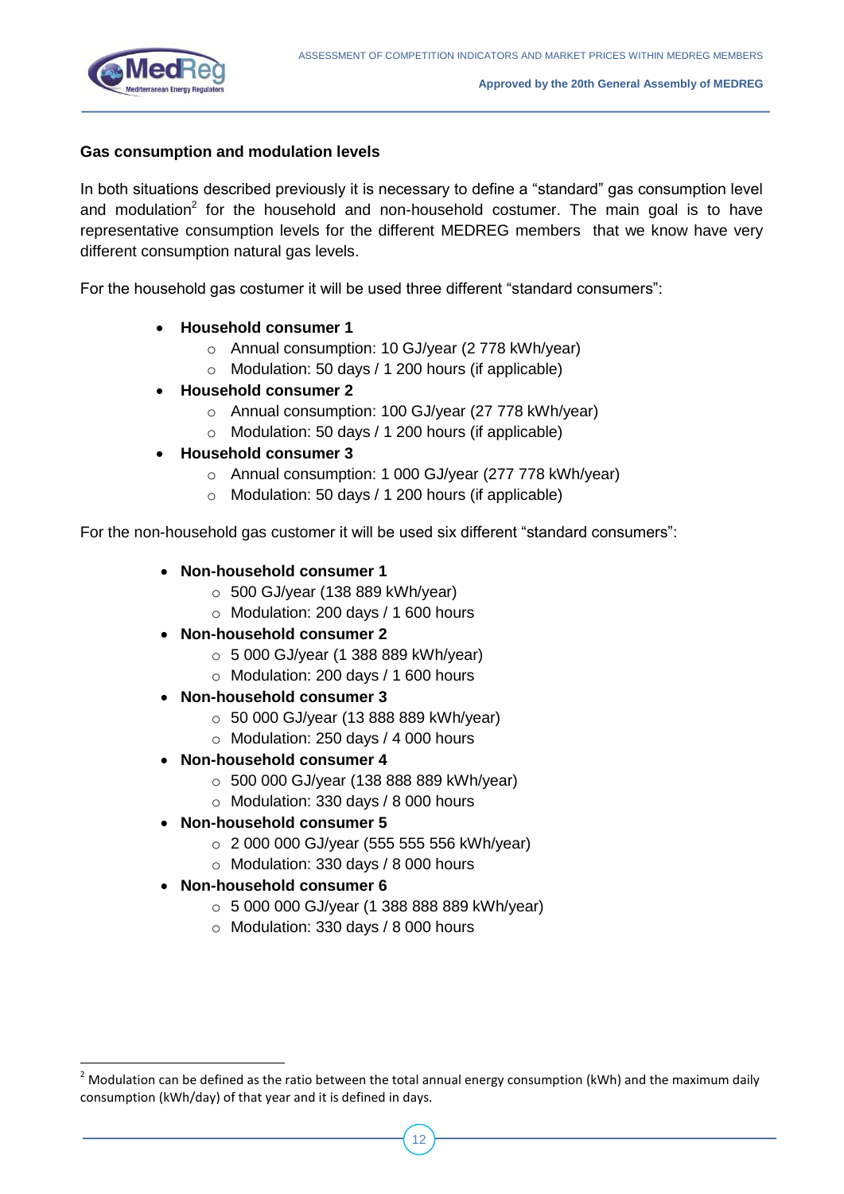### Gas consumption and modulation levels

In both situations described previously it is necessary to define a "standard" gas consumption level and modulation[2] for the household and non-household costumer. The main goal is to have representative consumption levels for the different MEDREG members that we know have very different consumption natural gas levels.

For the household gas costumer it will be used three different "standard consumers":

- **Household consumer 1**
  - Annual consumption: 10 GJ/year (2 778 kWh/year)
  - Modulation: 50 days / 1 200 hours (if applicable)
- **Household consumer 2**
  - Annual consumption: 100 GJ/year (27 778 kWh/year)
  - Modulation: 50 days / 1 200 hours (if applicable)
- **Household consumer 3**
  - Annual consumption: 1 000 GJ/year (277 778 kWh/year)
  - Modulation: 50 days / 1 200 hours (if applicable)

For the non-household gas customer it will be used six different "standard consumers":

- **Non-household consumer 1**
  - 500 GJ/year (138 889 kWh/year)
  - Modulation: 200 days / 1 600 hours
- **Non-household consumer 2**
  - 5 000 GJ/year (1 388 889 kWh/year)
  - Modulation: 200 days / 1 600 hours
- **Non-household consumer 3**
  - 50 000 GJ/year (13 888 889 kWh/year)
  - Modulation: 250 days / 4 000 hours
- **Non-household consumer 4**
  - 500 000 GJ/year (138 888 889 kWh/year)
  - Modulation: 330 days / 8 000 hours
- **Non-household consumer 5**
  - 2 000 000 GJ/year (555 555 556 kWh/year)
  - Modulation: 330 days / 8 000 hours
- **Non-household consumer 6**
  - 5 000 000 GJ/year (1 388 888 889 kWh/year)
  - Modulation: 330 days / 8 000 hours

[2] Modulation can be defined as the ratio between the total annual energy consumption (kWh) and the maximum daily consumption (kWh/day) of that year and it is defined in days.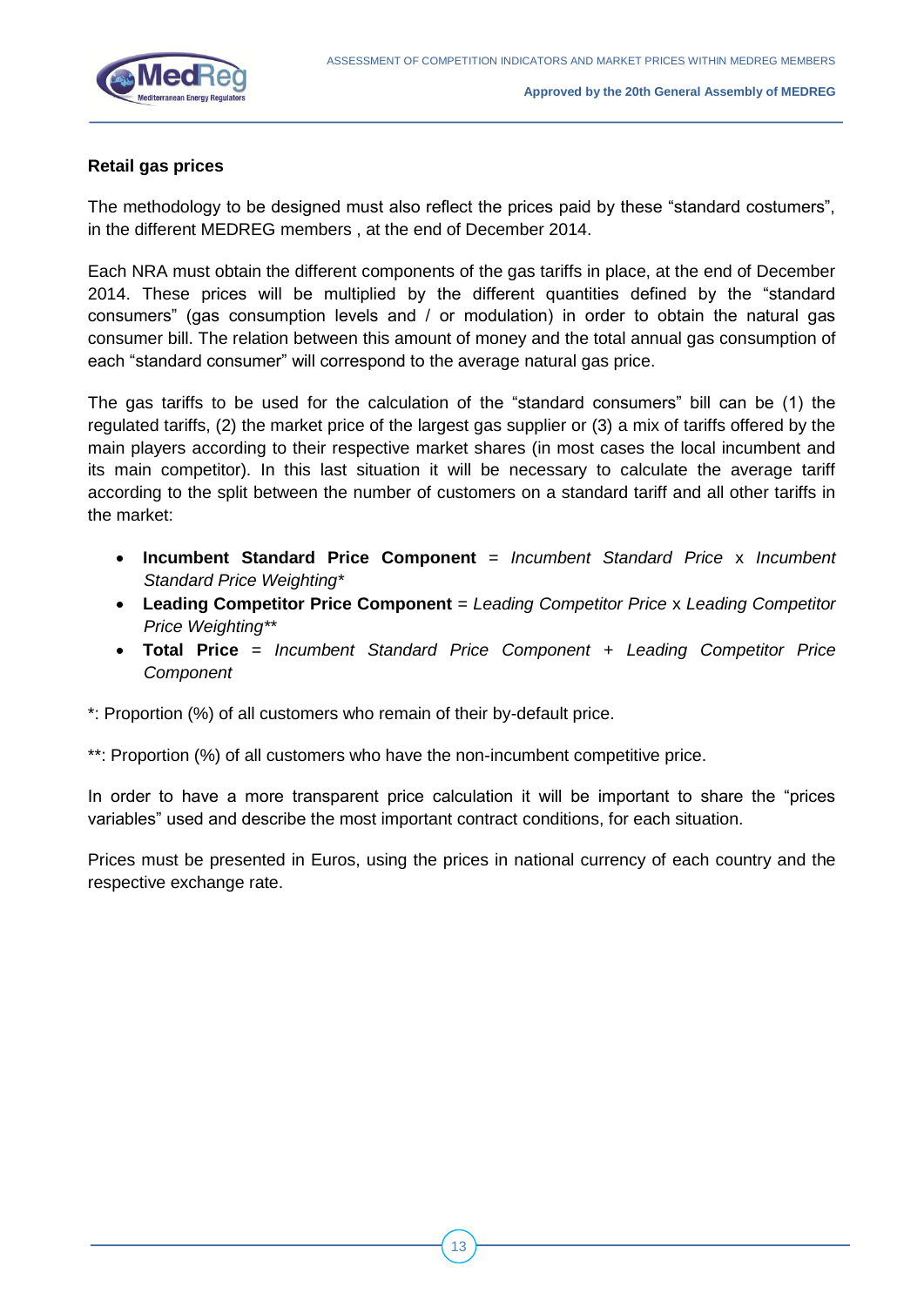**Retail gas prices**

The methodology to be designed must also reflect the prices paid by these "standard costumers", in the different MEDREG members , at the end of December 2014.

Each NRA must obtain the different components of the gas tariffs in place, at the end of December 2014. These prices will be multiplied by the different quantities defined by the "standard consumers" (gas consumption levels and / or modulation) in order to obtain the natural gas consumer bill. The relation between this amount of money and the total annual gas consumption of each "standard consumer" will correspond to the average natural gas price.

The gas tariffs to be used for the calculation of the "standard consumers" bill can be (1) the regulated tariffs, (2) the market price of the largest gas supplier or (3) a mix of tariffs offered by the main players according to their respective market shares (in most cases the local incumbent and its main competitor). In this last situation it will be necessary to calculate the average tariff according to the split between the number of customers on a standard tariff and all other tariffs in the market:

- **Incumbent Standard Price Component** = *Incumbent Standard Price* x *Incumbent Standard Price Weighting**
- **Leading Competitor Price Component** = *Leading Competitor Price* x *Leading Competitor Price Weighting***
- **Total Price** = *Incumbent Standard Price Component* + *Leading Competitor Price Component*

*: Proportion (%) of all customers who remain of their by-default price.

**: Proportion (%) of all customers who have the non-incumbent competitive price.

In order to have a more transparent price calculation it will be important to share the "prices variables" used and describe the most important contract conditions, for each situation.

Prices must be presented in Euros, using the prices in national currency of each country and the respective exchange rate.